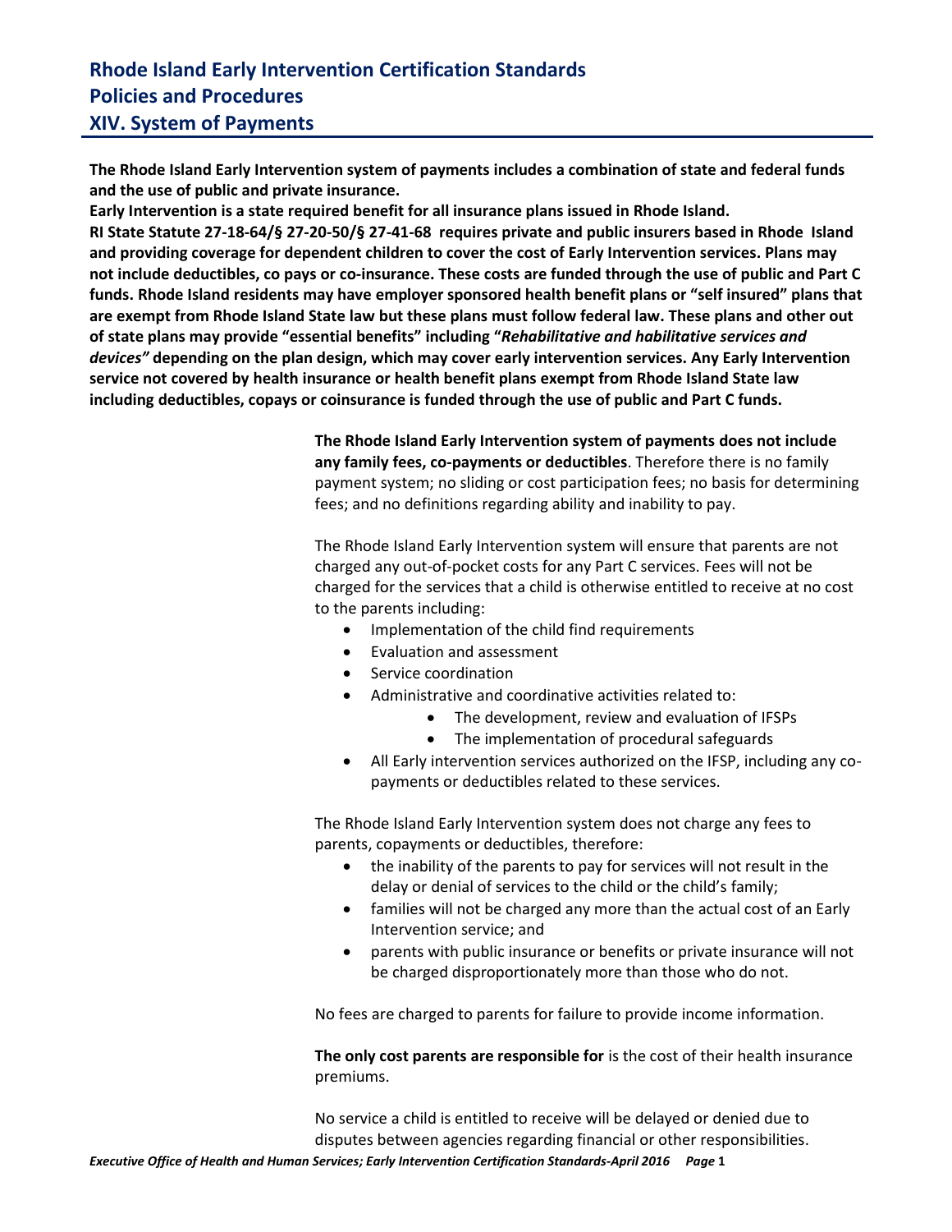# Rhode Island Early Intervention Certification Standards
# Policies and Procedures
# XIV. System of Payments

**The Rhode Island Early Intervention system of payments includes a combination of state and federal funds and the use of public and private insurance.**

**Early Intervention is a state required benefit for all insurance plans issued in Rhode Island.**

**RI State Statute 27-18-64/§ 27-20-50/§ 27-41-68 requires private and public insurers based in Rhode Island and providing coverage for dependent children to cover the cost of Early Intervention services. Plans may not include deductibles, co pays or co-insurance. These costs are funded through the use of public and Part C funds. Rhode Island residents may have employer sponsored health benefit plans or "self insured" plans that are exempt from Rhode Island State law but these plans must follow federal law. These plans and other out of state plans may provide "essential benefits" including "*Rehabilitative and habilitative services and devices"* depending on the plan design, which may cover early intervention services. Any Early Intervention service not covered by health insurance or health benefit plans exempt from Rhode Island State law including deductibles, copays or coinsurance is funded through the use of public and Part C funds.**

**The Rhode Island Early Intervention system of payments does not include any family fees, co-payments or deductibles**. Therefore there is no family payment system; no sliding or cost participation fees; no basis for determining fees; and no definitions regarding ability and inability to pay.

The Rhode Island Early Intervention system will ensure that parents are not charged any out-of-pocket costs for any Part C services. Fees will not be charged for the services that a child is otherwise entitled to receive at no cost to the parents including:

- Implementation of the child find requirements
- Evaluation and assessment
- Service coordination
- Administrative and coordinative activities related to:
  - The development, review and evaluation of IFSPs
  - The implementation of procedural safeguards
- All Early intervention services authorized on the IFSP, including any co-payments or deductibles related to these services.

The Rhode Island Early Intervention system does not charge any fees to parents, copayments or deductibles, therefore:

- the inability of the parents to pay for services will not result in the delay or denial of services to the child or the child's family;
- families will not be charged any more than the actual cost of an Early Intervention service; and
- parents with public insurance or benefits or private insurance will not be charged disproportionately more than those who do not.

No fees are charged to parents for failure to provide income information.

**The only cost parents are responsible for** is the cost of their health insurance premiums.

No service a child is entitled to receive will be delayed or denied due to disputes between agencies regarding financial or other responsibilities.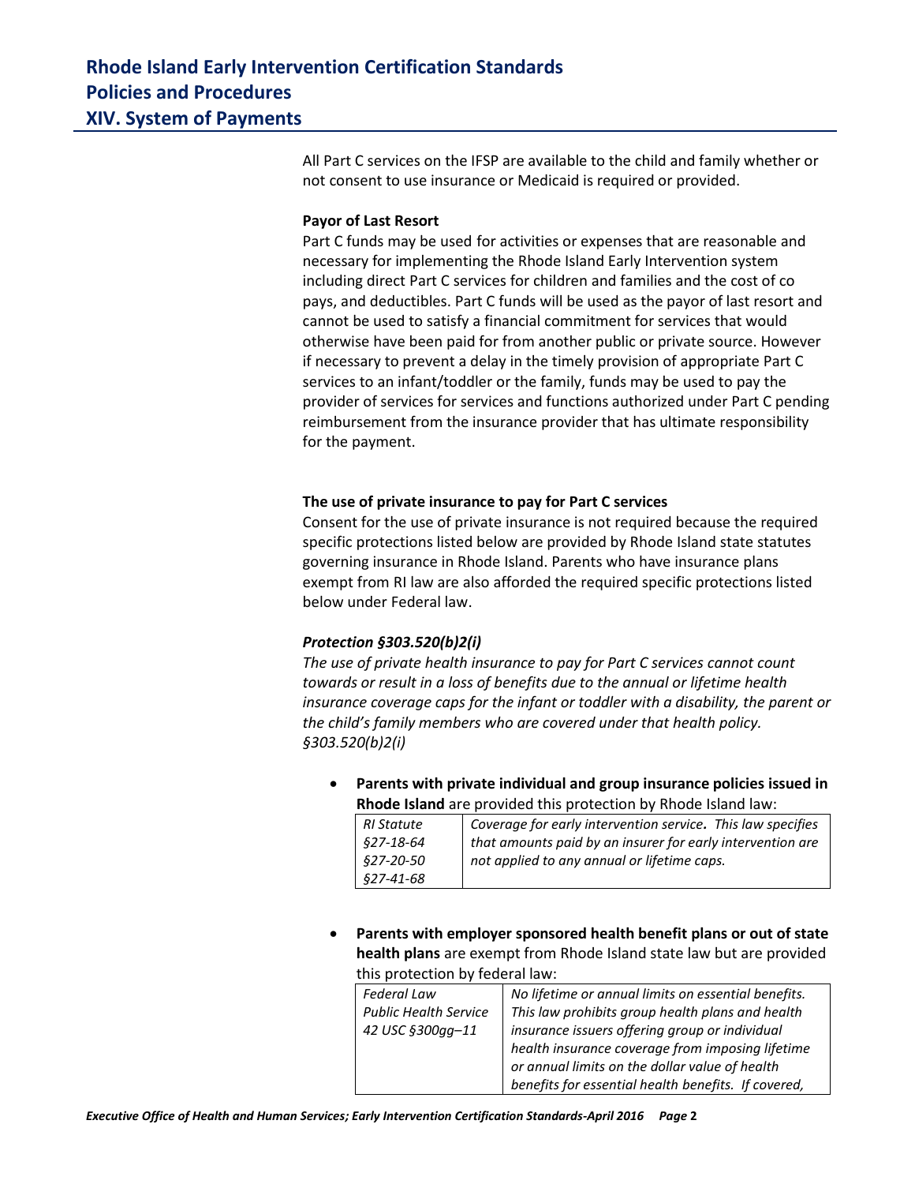# Rhode Island Early Intervention Certification Standards
## Policies and Procedures
## XIV. System of Payments

All Part C services on the IFSP are available to the child and family whether or not consent to use insurance or Medicaid is required or provided.

**Payor of Last Resort**

Part C funds may be used for activities or expenses that are reasonable and necessary for implementing the Rhode Island Early Intervention system including direct Part C services for children and families and the cost of co pays, and deductibles. Part C funds will be used as the payor of last resort and cannot be used to satisfy a financial commitment for services that would otherwise have been paid for from another public or private source. However if necessary to prevent a delay in the timely provision of appropriate Part C services to an infant/toddler or the family, funds may be used to pay the provider of services for services and functions authorized under Part C pending reimbursement from the insurance provider that has ultimate responsibility for the payment.

**The use of private insurance to pay for Part C services**

Consent for the use of private insurance is not required because the required specific protections listed below are provided by Rhode Island state statutes governing insurance in Rhode Island. Parents who have insurance plans exempt from RI law are also afforded the required specific protections listed below under Federal law.

***Protection §303.520(b)2(i)***

*The use of private health insurance to pay for Part C services cannot count towards or result in a loss of benefits due to the annual or lifetime health insurance coverage caps for the infant or toddler with a disability, the parent or the child's family members who are covered under that health policy. §303.520(b)2(i)*

- **Parents with private individual and group insurance policies issued in Rhode Island** are provided this protection by Rhode Island law:

| | |
|---|---|
| *RI Statute §27-18-64 §27-20-50 §27-41-68* | *Coverage for early intervention service. This law specifies that amounts paid by an insurer for early intervention are not applied to any annual or lifetime caps.* |

- **Parents with employer sponsored health benefit plans or out of state health plans** are exempt from Rhode Island state law but are provided this protection by federal law:

| | |
|---|---|
| *Federal Law Public Health Service 42 USC §300gg–11* | *No lifetime or annual limits on essential benefits. This law prohibits group health plans and health insurance issuers offering group or individual health insurance coverage from imposing lifetime or annual limits on the dollar value of health benefits for essential health benefits. If covered,* |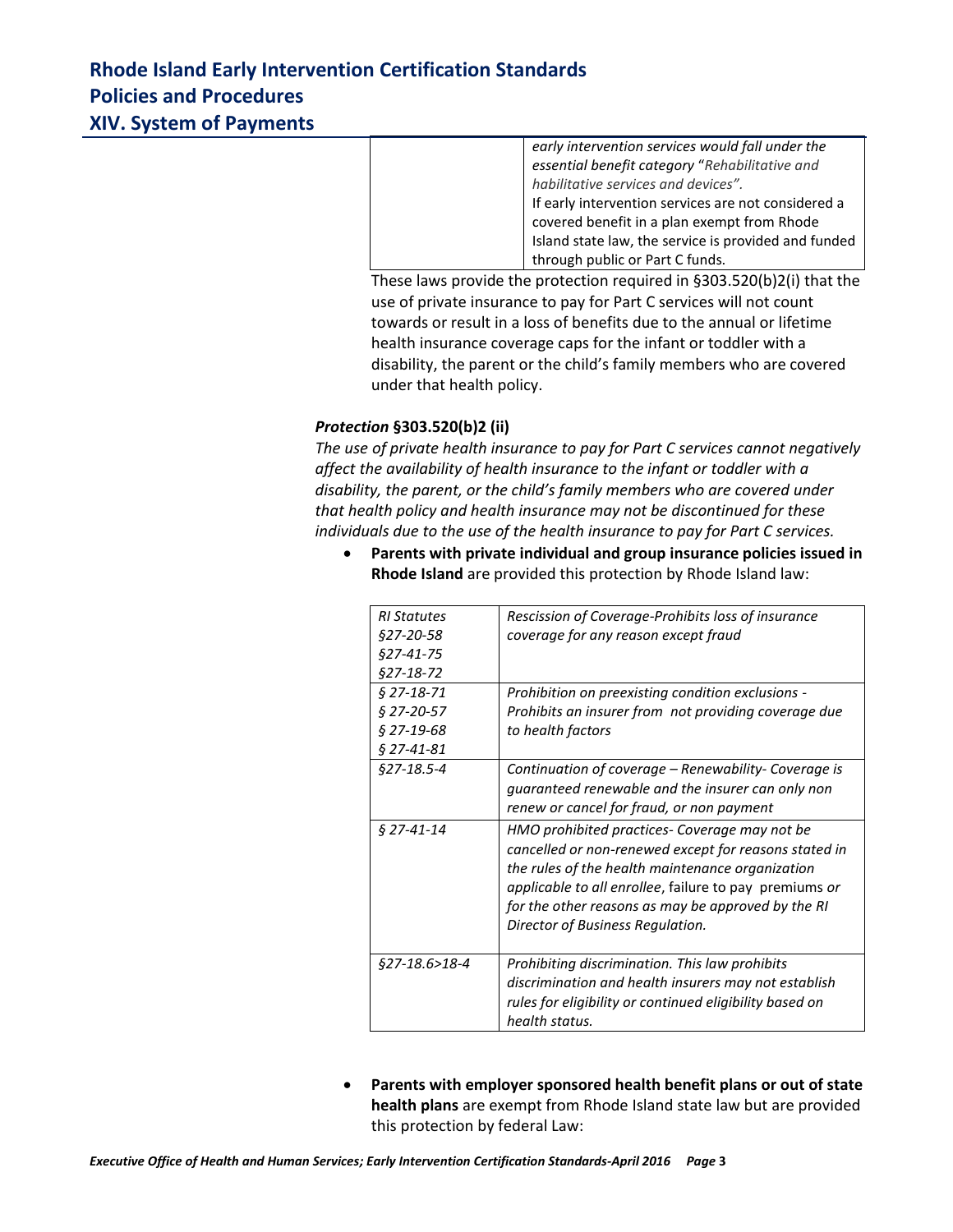| | *early intervention services would fall under the essential benefit category* "*Rehabilitative and habilitative services and devices".* If early intervention services are not considered a covered benefit in a plan exempt from Rhode Island state law, the service is provided and funded through public or Part C funds. |
|---|---|

These laws provide the protection required in §303.520(b)2(i) that the use of private insurance to pay for Part C services will not count towards or result in a loss of benefits due to the annual or lifetime health insurance coverage caps for the infant or toddler with a disability, the parent or the child's family members who are covered under that health policy.

***Protection* §303.520(b)2 (ii)**

*The use of private health insurance to pay for Part C services cannot negatively affect the availability of health insurance to the infant or toddler with a disability, the parent, or the child's family members who are covered under that health policy and health insurance may not be discontinued for these individuals due to the use of the health insurance to pay for Part C services.*

- **Parents with private individual and group insurance policies issued in Rhode Island** are provided this protection by Rhode Island law:

| *RI Statutes §27-20-58 §27-41-75 §27-18-72* | *Rescission of Coverage-Prohibits loss of insurance coverage for any reason except fraud* |
|---|---|
| *§ 27-18-71 § 27-20-57 § 27-19-68 § 27-41-81* | *Prohibition on preexisting condition exclusions - Prohibits an insurer from not providing coverage due to health factors* |
| *§27-18.5-4* | *Continuation of coverage – Renewability- Coverage is guaranteed renewable and the insurer can only non renew or cancel for fraud, or non payment* |
| *§ 27-41-14* | *HMO prohibited practices- Coverage may not be cancelled or non-renewed except for reasons stated in the rules of the health maintenance organization applicable to all enrollee*, failure to pay premiums *or for the other reasons as may be approved by the RI Director of Business Regulation.* |
| *§27-18.6>18-4* | *Prohibiting discrimination. This law prohibits discrimination and health insurers may not establish rules for eligibility or continued eligibility based on health status.* |

- **Parents with employer sponsored health benefit plans or out of state health plans** are exempt from Rhode Island state law but are provided this protection by federal Law: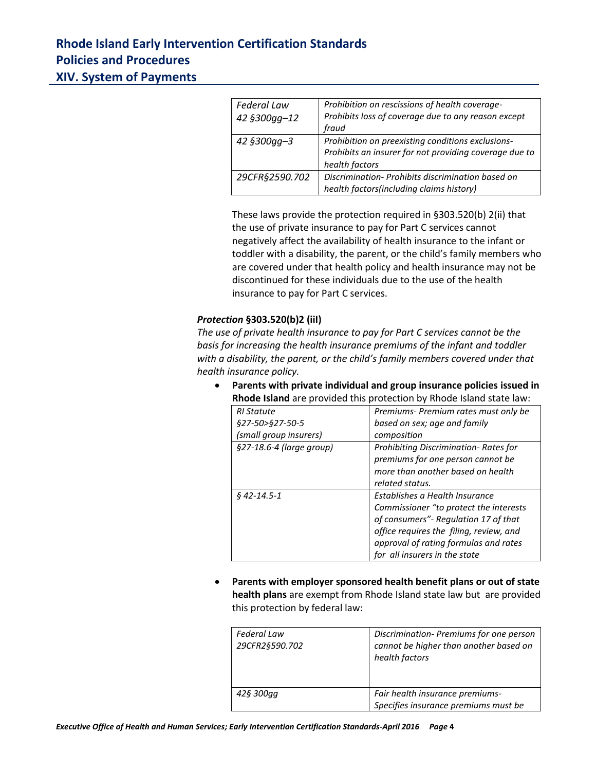| Federal Law 42 §300gg–12 | Prohibition on rescissions of health coverage- Prohibits loss of coverage due to any reason except fraud |
|---|---|
| 42 §300gg–3 | Prohibition on preexisting conditions exclusions- Prohibits an insurer for not providing coverage due to health factors |
| 29CFR§2590.702 | Discrimination- Prohibits discrimination based on health factors(including claims history) |

These laws provide the protection required in §303.520(b) 2(ii) that the use of private insurance to pay for Part C services cannot negatively affect the availability of health insurance to the infant or toddler with a disability, the parent, or the child's family members who are covered under that health policy and health insurance may not be discontinued for these individuals due to the use of the health insurance to pay for Part C services.

***Protection* §303.520(b)2 (iii)**

*The use of private health insurance to pay for Part C services cannot be the basis for increasing the health insurance premiums of the infant and toddler with a disability, the parent, or the child's family members covered under that health insurance policy.*

- **Parents with private individual and group insurance policies issued in Rhode Island** are provided this protection by Rhode Island state law:

| RI Statute §27-50>§27-50-5 (small group insurers) | Premiums- Premium rates must only be based on sex; age and family composition |
|---|---|
| §27-18.6-4 (large group) | Prohibiting Discrimination- Rates for premiums for one person cannot be more than another based on health related status. |
| § 42-14.5-1 | Establishes a Health Insurance Commissioner "to protect the interests of consumers"- Regulation 17 of that office requires the filing, review, and approval of rating formulas and rates for all insurers in the state |

- **Parents with employer sponsored health benefit plans or out of state health plans** are exempt from Rhode Island state law but are provided this protection by federal law:

| Federal Law 29CFR2§590.702 | Discrimination- Premiums for one person cannot be higher than another based on health factors |
|---|---|
| 42§ 300gg | Fair health insurance premiums- Specifies insurance premiums must be |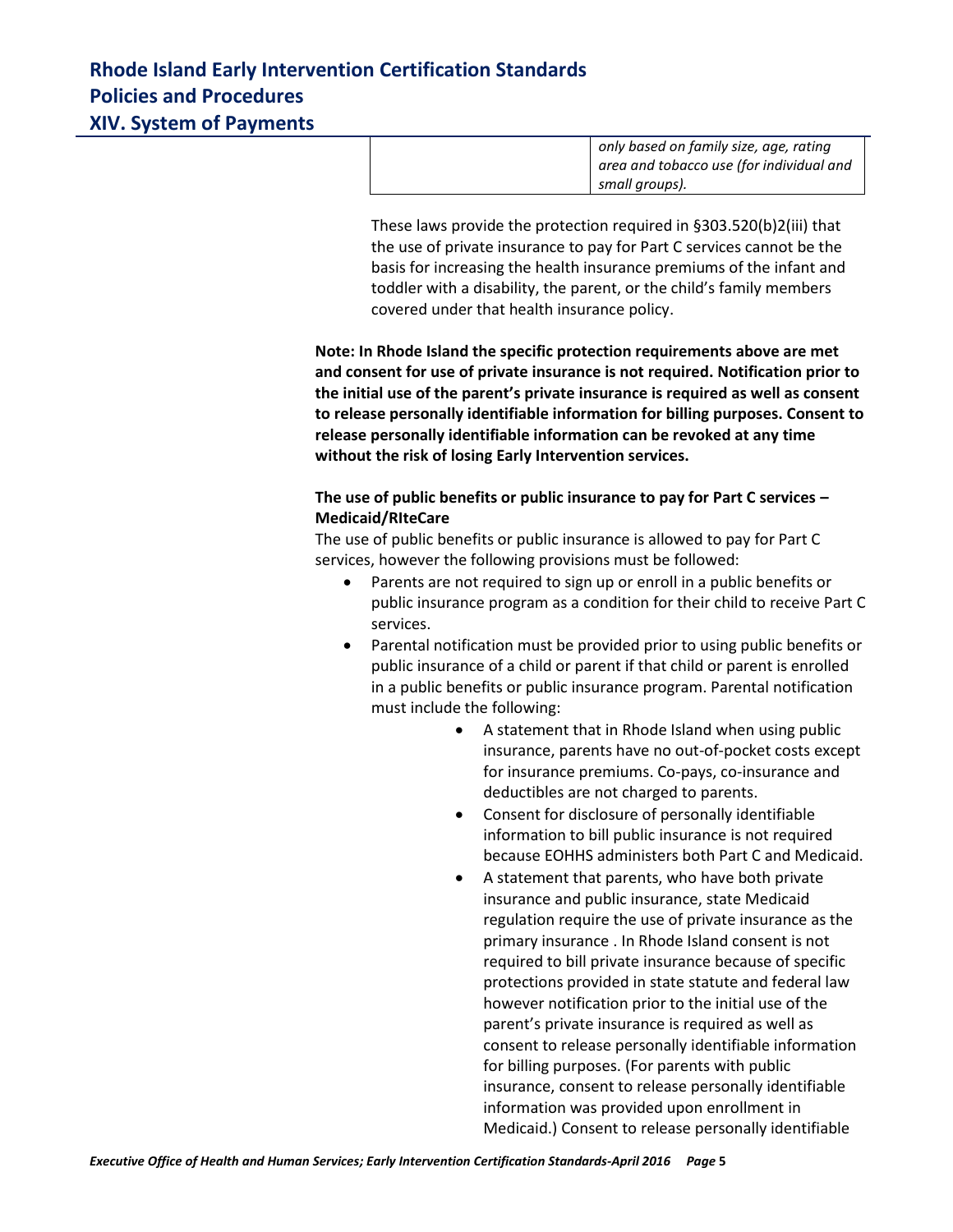| | only based on family size, age, rating area and tobacco use (for individual and small groups). |
|---|---|

These laws provide the protection required in §303.520(b)2(iii) that the use of private insurance to pay for Part C services cannot be the basis for increasing the health insurance premiums of the infant and toddler with a disability, the parent, or the child's family members covered under that health insurance policy.

**Note: In Rhode Island the specific protection requirements above are met and consent for use of private insurance is not required. Notification prior to the initial use of the parent's private insurance is required as well as consent to release personally identifiable information for billing purposes. Consent to release personally identifiable information can be revoked at any time without the risk of losing Early Intervention services.**

**The use of public benefits or public insurance to pay for Part C services – Medicaid/RIteCare**

The use of public benefits or public insurance is allowed to pay for Part C services, however the following provisions must be followed:

- Parents are not required to sign up or enroll in a public benefits or public insurance program as a condition for their child to receive Part C services.
- Parental notification must be provided prior to using public benefits or public insurance of a child or parent if that child or parent is enrolled in a public benefits or public insurance program. Parental notification must include the following:
    - A statement that in Rhode Island when using public insurance, parents have no out-of-pocket costs except for insurance premiums. Co-pays, co-insurance and deductibles are not charged to parents.
    - Consent for disclosure of personally identifiable information to bill public insurance is not required because EOHHS administers both Part C and Medicaid.
    - A statement that parents, who have both private insurance and public insurance, state Medicaid regulation require the use of private insurance as the primary insurance . In Rhode Island consent is not required to bill private insurance because of specific protections provided in state statute and federal law however notification prior to the initial use of the parent's private insurance is required as well as consent to release personally identifiable information for billing purposes. (For parents with public insurance, consent to release personally identifiable information was provided upon enrollment in Medicaid.) Consent to release personally identifiable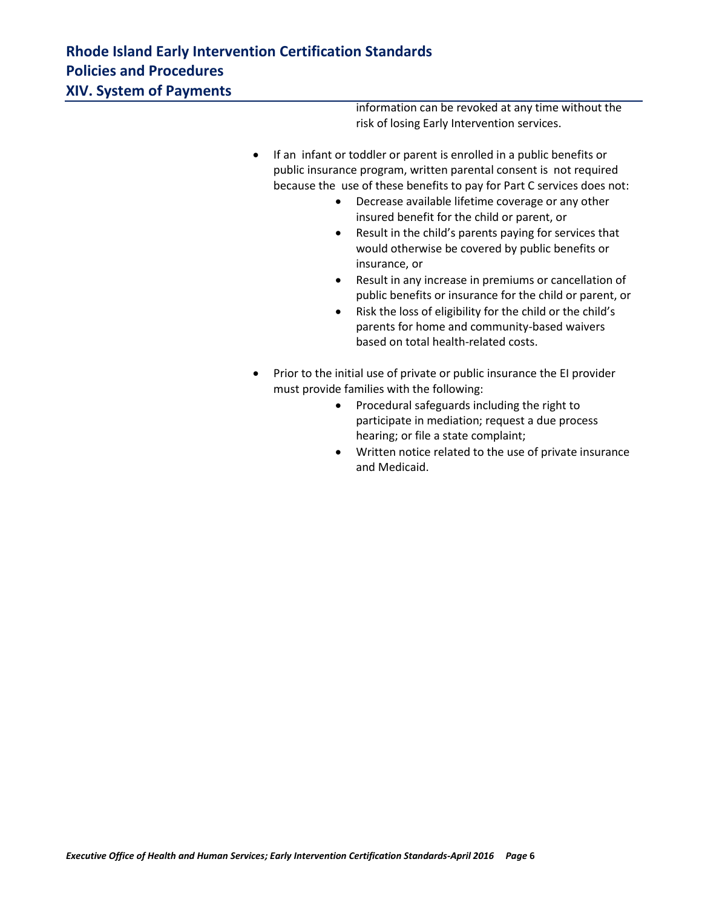information can be revoked at any time without the risk of losing Early Intervention services.

- If an infant or toddler or parent is enrolled in a public benefits or public insurance program, written parental consent is not required because the use of these benefits to pay for Part C services does not:
  - Decrease available lifetime coverage or any other insured benefit for the child or parent, or
  - Result in the child's parents paying for services that would otherwise be covered by public benefits or insurance, or
  - Result in any increase in premiums or cancellation of public benefits or insurance for the child or parent, or
  - Risk the loss of eligibility for the child or the child's parents for home and community-based waivers based on total health-related costs.

- Prior to the initial use of private or public insurance the EI provider must provide families with the following:
  - Procedural safeguards including the right to participate in mediation; request a due process hearing; or file a state complaint;
  - Written notice related to the use of private insurance and Medicaid.